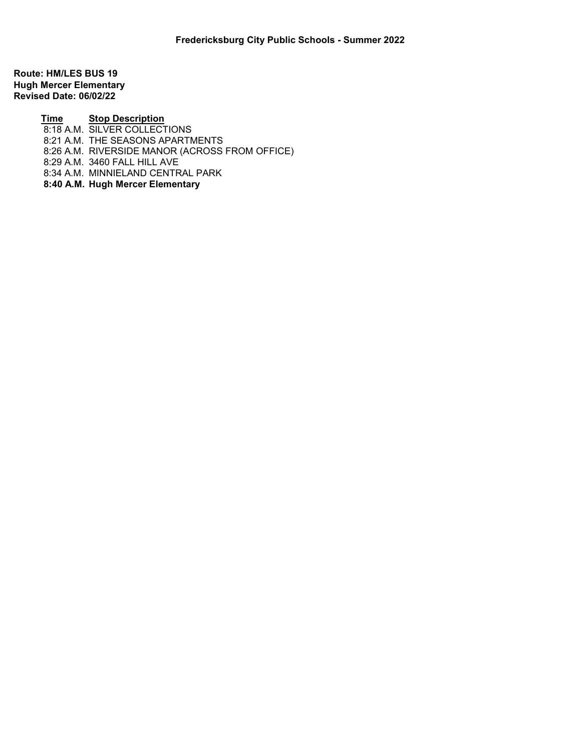**Fredericksburg City Public Schools - Summer 2022**

**Route: HM/LES BUS 19**
**Hugh Mercer Elementary**
**Revised Date: 06/02/22**

| Time | Stop Description |
|---|---|
| 8:18 A.M. | SILVER COLLECTIONS |
| 8:21 A.M. | THE SEASONS APARTMENTS |
| 8:26 A.M. | RIVERSIDE MANOR (ACROSS FROM OFFICE) |
| 8:29 A.M. | 3460 FALL HILL AVE |
| 8:34 A.M. | MINNIELAND CENTRAL PARK |
| **8:40 A.M.** | **Hugh Mercer Elementary** |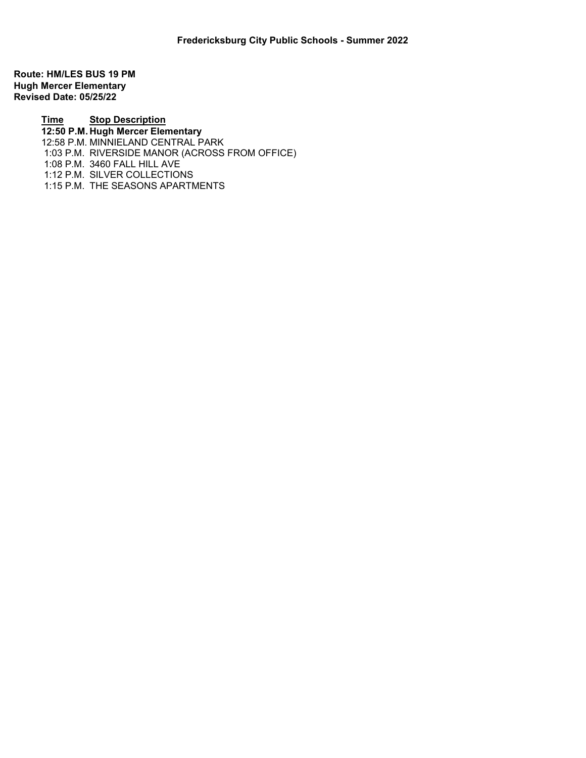**Fredericksburg City Public Schools - Summer 2022**

**Route: HM/LES BUS 19 PM**
**Hugh Mercer Elementary**
**Revised Date: 05/25/22**

| Time | Stop Description |
|---|---|
| **12:50 P.M.** | **Hugh Mercer Elementary** |
| 12:58 P.M. | MINNIELAND CENTRAL PARK |
| 1:03 P.M. | RIVERSIDE MANOR (ACROSS FROM OFFICE) |
| 1:08 P.M. | 3460 FALL HILL AVE |
| 1:12 P.M. | SILVER COLLECTIONS |
| 1:15 P.M. | THE SEASONS APARTMENTS |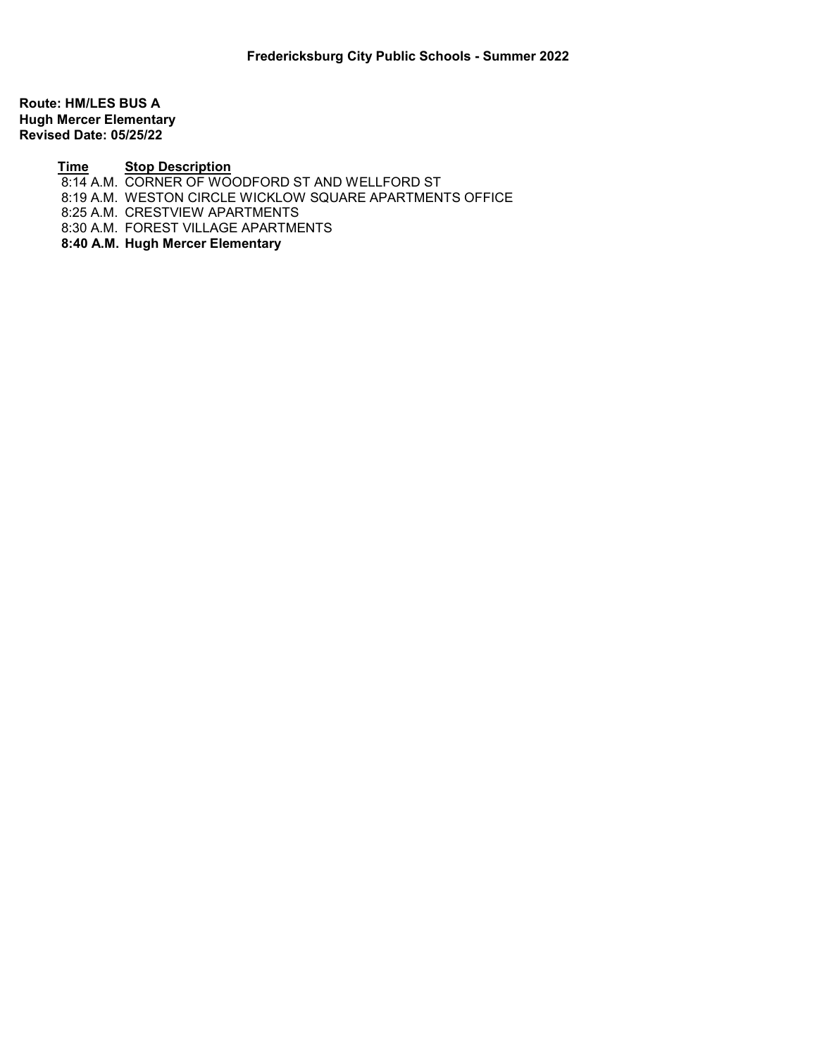**Fredericksburg City Public Schools - Summer 2022**

**Route: HM/LES BUS A**
**Hugh Mercer Elementary**
**Revised Date: 05/25/22**

| Time | Stop Description |
| --- | --- |
| 8:14 A.M. | CORNER OF WOODFORD ST AND WELLFORD ST |
| 8:19 A.M. | WESTON CIRCLE WICKLOW SQUARE APARTMENTS OFFICE |
| 8:25 A.M. | CRESTVIEW APARTMENTS |
| 8:30 A.M. | FOREST VILLAGE APARTMENTS |
| **8:40 A.M.** | **Hugh Mercer Elementary** |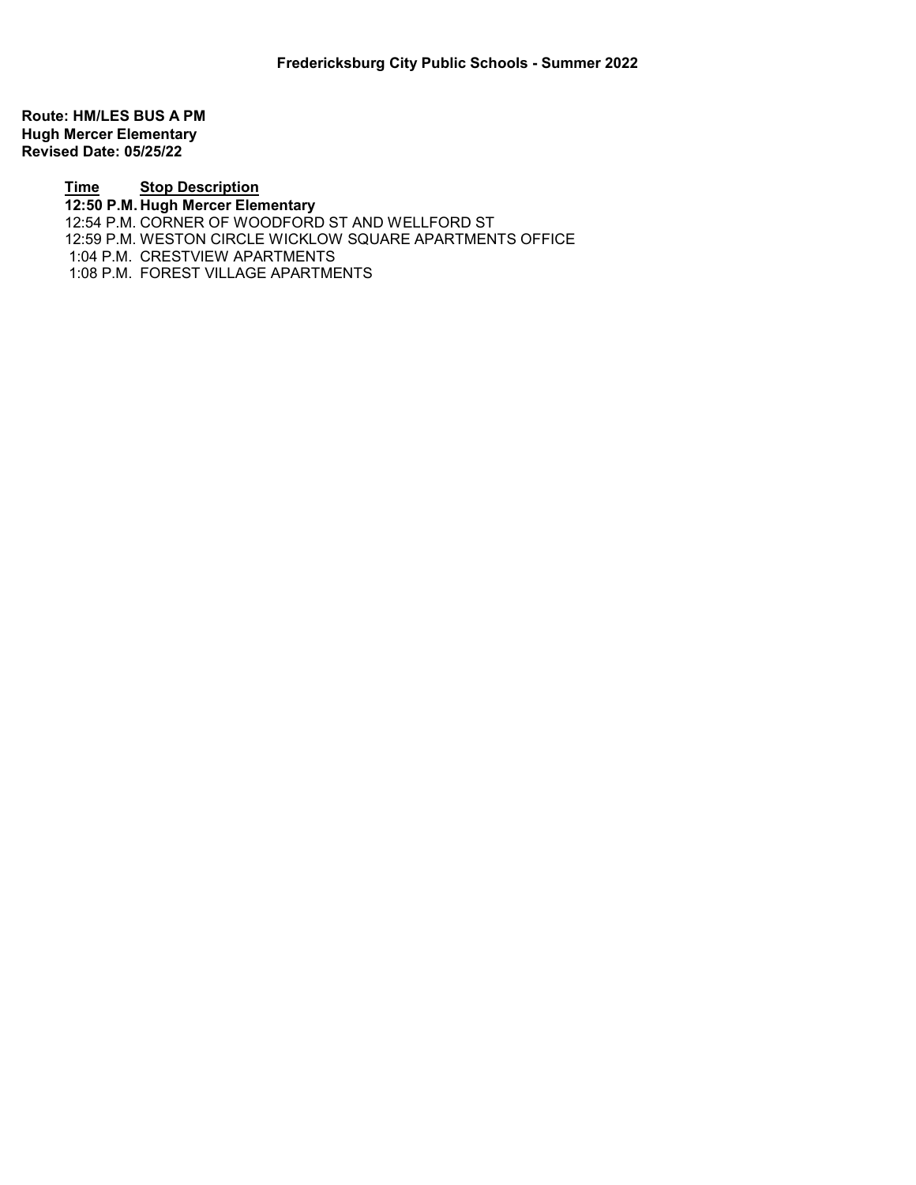**Fredericksburg City Public Schools - Summer 2022**

**Route: HM/LES BUS A PM**
**Hugh Mercer Elementary**
**Revised Date: 05/25/22**

| Time | Stop Description |
|---|---|
| **12:50 P.M.** | **Hugh Mercer Elementary** |
| 12:54 P.M. | CORNER OF WOODFORD ST AND WELLFORD ST |
| 12:59 P.M. | WESTON CIRCLE WICKLOW SQUARE APARTMENTS OFFICE |
| 1:04 P.M. | CRESTVIEW APARTMENTS |
| 1:08 P.M. | FOREST VILLAGE APARTMENTS |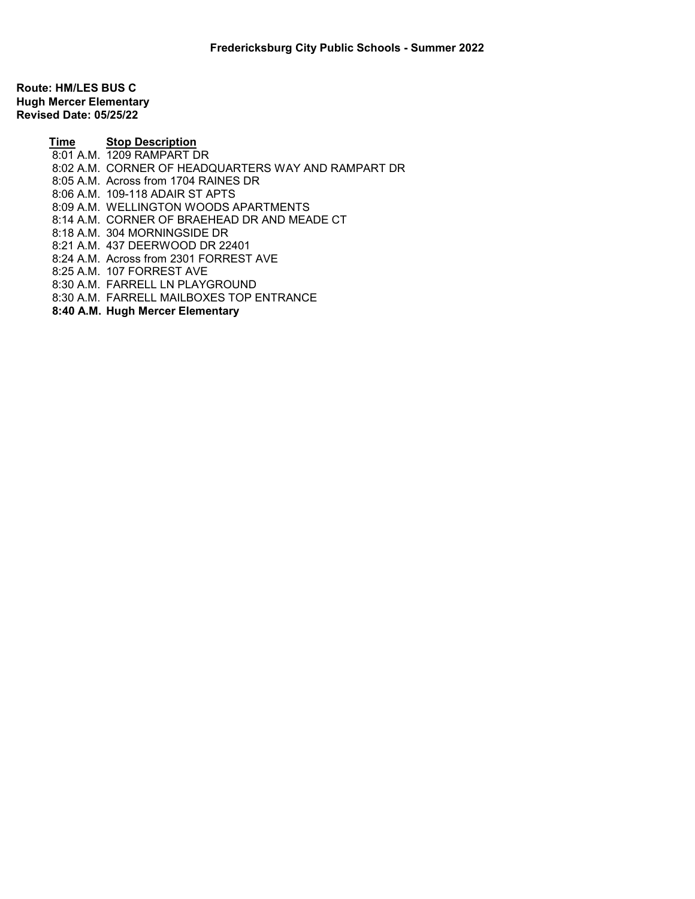**Fredericksburg City Public Schools - Summer 2022**

**Route: HM/LES BUS C**
**Hugh Mercer Elementary**
**Revised Date: 05/25/22**

| Time | Stop Description |
| --- | --- |
| 8:01 A.M. | 1209 RAMPART DR |
| 8:02 A.M. | CORNER OF HEADQUARTERS WAY AND RAMPART DR |
| 8:05 A.M. | Across from 1704 RAINES DR |
| 8:06 A.M. | 109-118 ADAIR ST APTS |
| 8:09 A.M. | WELLINGTON WOODS APARTMENTS |
| 8:14 A.M. | CORNER OF BRAEHEAD DR AND MEADE CT |
| 8:18 A.M. | 304 MORNINGSIDE DR |
| 8:21 A.M. | 437 DEERWOOD DR 22401 |
| 8:24 A.M. | Across from 2301 FORREST AVE |
| 8:25 A.M. | 107 FORREST AVE |
| 8:30 A.M. | FARRELL LN PLAYGROUND |
| 8:30 A.M. | FARRELL MAILBOXES TOP ENTRANCE |
| **8:40 A.M.** | **Hugh Mercer Elementary** |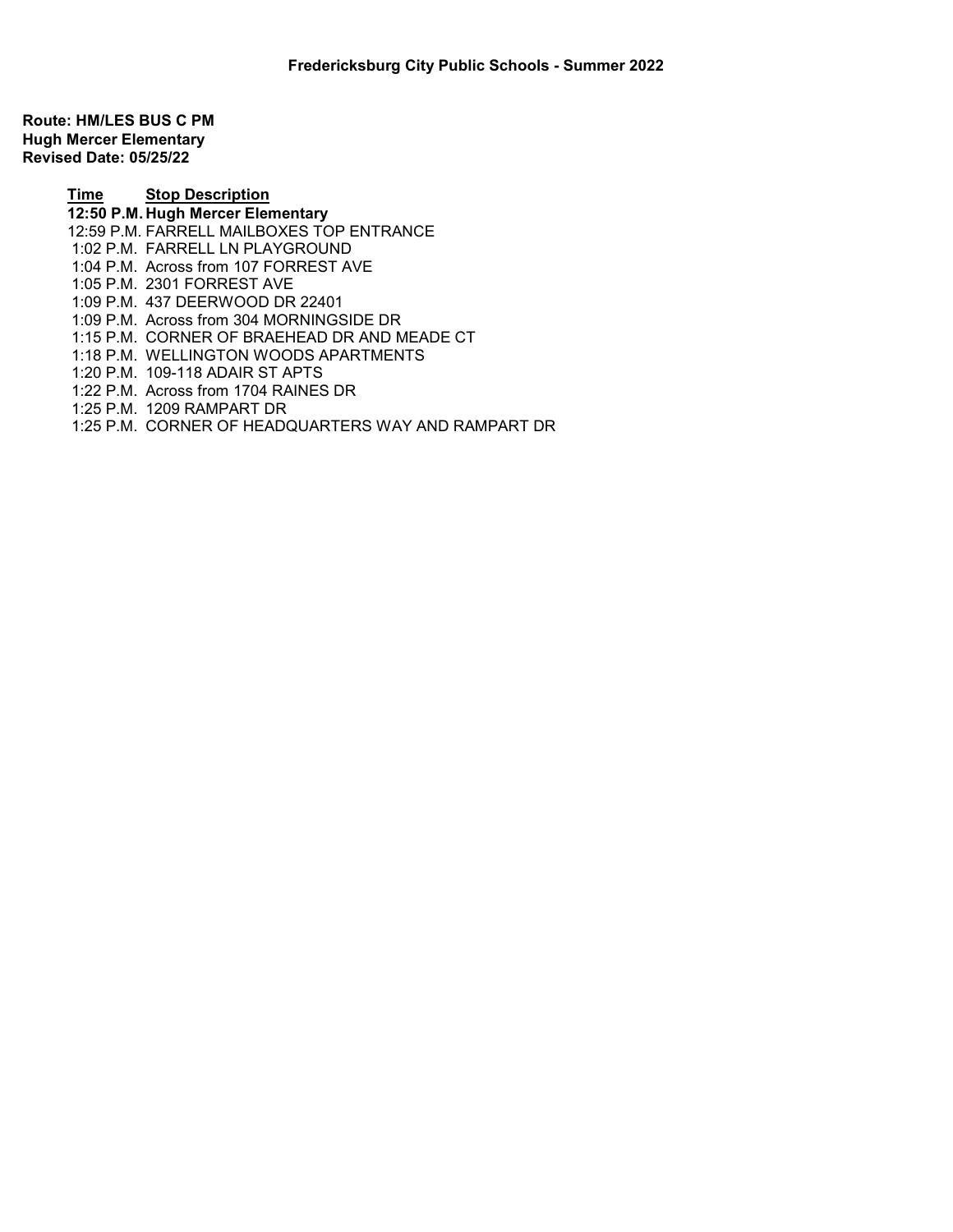**Fredericksburg City Public Schools - Summer 2022**

**Route: HM/LES BUS C PM**
**Hugh Mercer Elementary**
**Revised Date: 05/25/22**

| Time | Stop Description |
|---|---|
| **12:50 P.M.** | **Hugh Mercer Elementary** |
| 12:59 P.M. | FARRELL MAILBOXES TOP ENTRANCE |
| 1:02 P.M. | FARRELL LN PLAYGROUND |
| 1:04 P.M. | Across from 107 FORREST AVE |
| 1:05 P.M. | 2301 FORREST AVE |
| 1:09 P.M. | 437 DEERWOOD DR 22401 |
| 1:09 P.M. | Across from 304 MORNINGSIDE DR |
| 1:15 P.M. | CORNER OF BRAEHEAD DR AND MEADE CT |
| 1:18 P.M. | WELLINGTON WOODS APARTMENTS |
| 1:20 P.M. | 109-118 ADAIR ST APTS |
| 1:22 P.M. | Across from 1704 RAINES DR |
| 1:25 P.M. | 1209 RAMPART DR |
| 1:25 P.M. | CORNER OF HEADQUARTERS WAY AND RAMPART DR |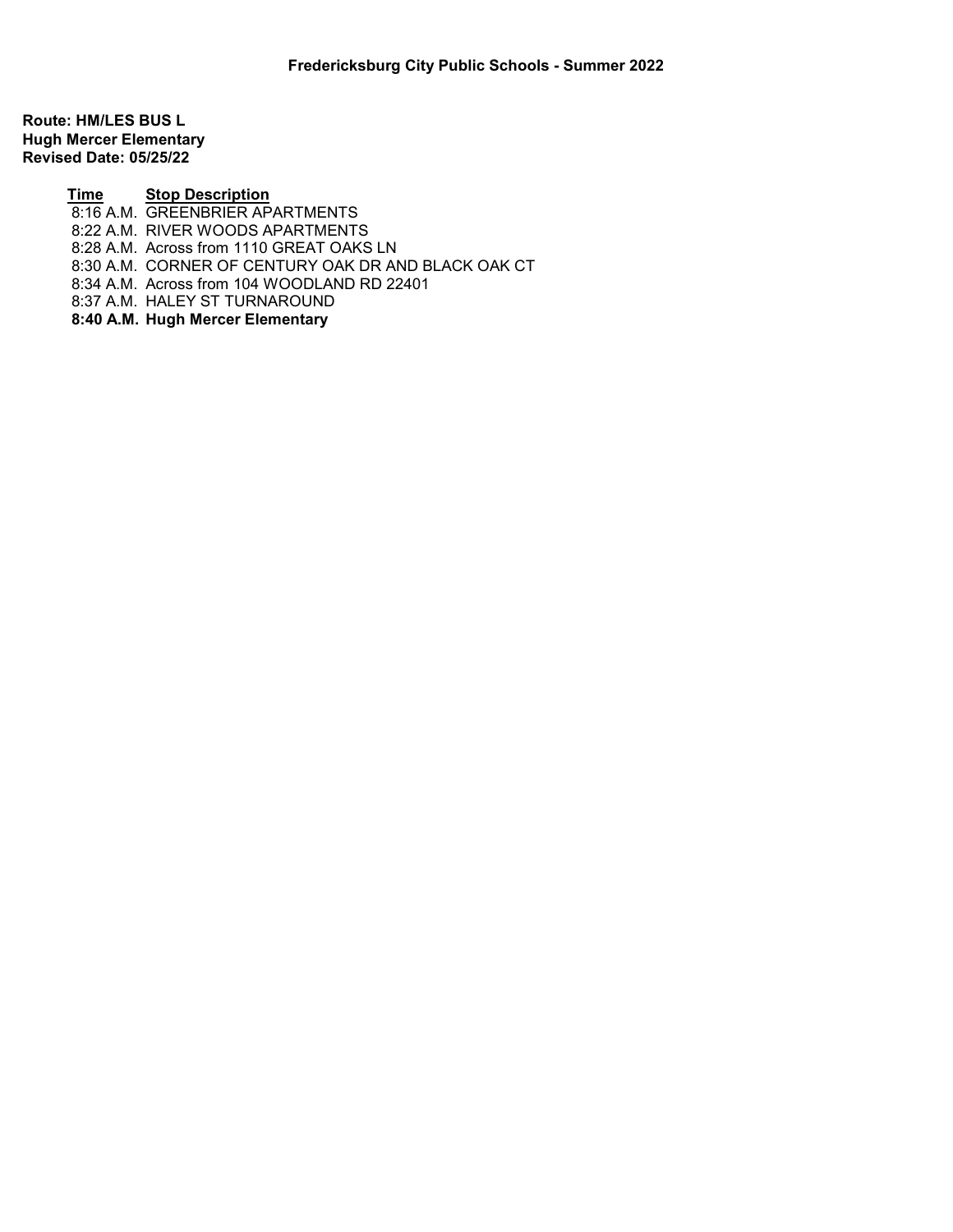**Fredericksburg City Public Schools - Summer 2022**

**Route: HM/LES BUS L**
**Hugh Mercer Elementary**
**Revised Date: 05/25/22**

| Time | Stop Description |
| --- | --- |
| 8:16 A.M. | GREENBRIER APARTMENTS |
| 8:22 A.M. | RIVER WOODS APARTMENTS |
| 8:28 A.M. | Across from 1110 GREAT OAKS LN |
| 8:30 A.M. | CORNER OF CENTURY OAK DR AND BLACK OAK CT |
| 8:34 A.M. | Across from 104 WOODLAND RD 22401 |
| 8:37 A.M. | HALEY ST TURNAROUND |
| **8:40 A.M.** | **Hugh Mercer Elementary** |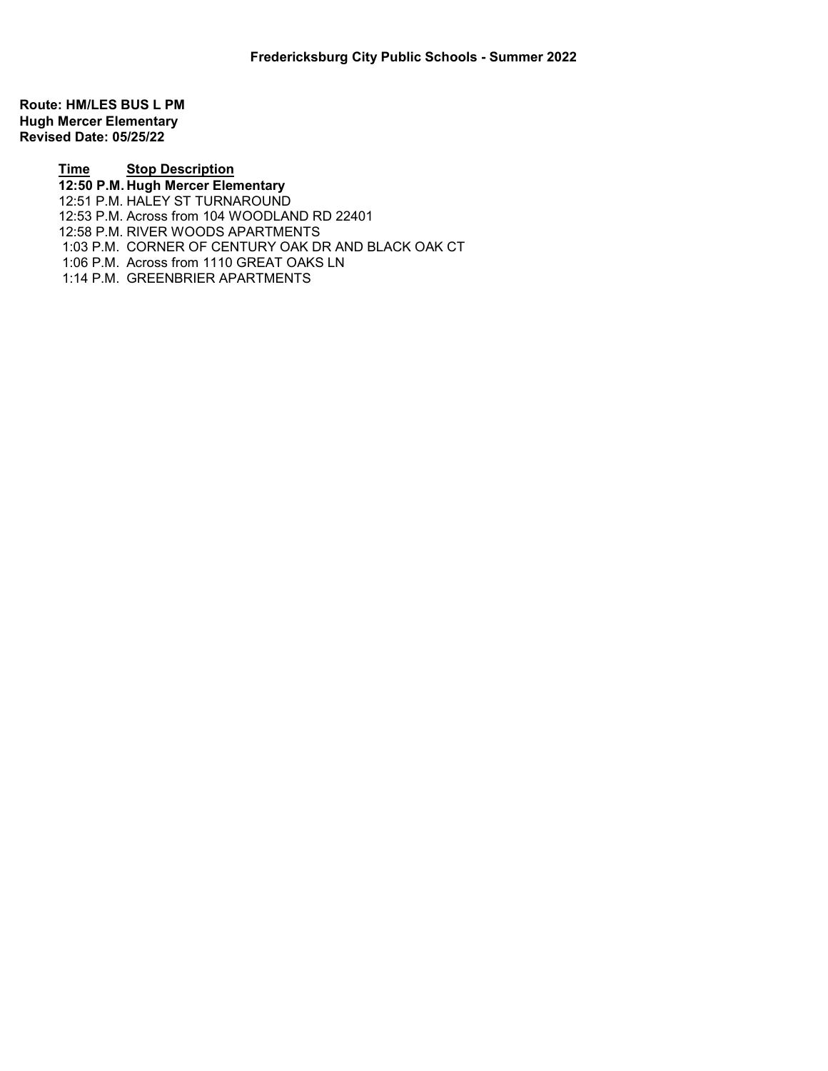**Fredericksburg City Public Schools - Summer 2022**

**Route: HM/LES BUS L PM**
**Hugh Mercer Elementary**
**Revised Date: 05/25/22**

| Time | Stop Description |
| --- | --- |
| **12:50 P.M.** | **Hugh Mercer Elementary** |
| 12:51 P.M. | HALEY ST TURNAROUND |
| 12:53 P.M. | Across from 104 WOODLAND RD 22401 |
| 12:58 P.M. | RIVER WOODS APARTMENTS |
| 1:03 P.M. | CORNER OF CENTURY OAK DR AND BLACK OAK CT |
| 1:06 P.M. | Across from 1110 GREAT OAKS LN |
| 1:14 P.M. | GREENBRIER APARTMENTS |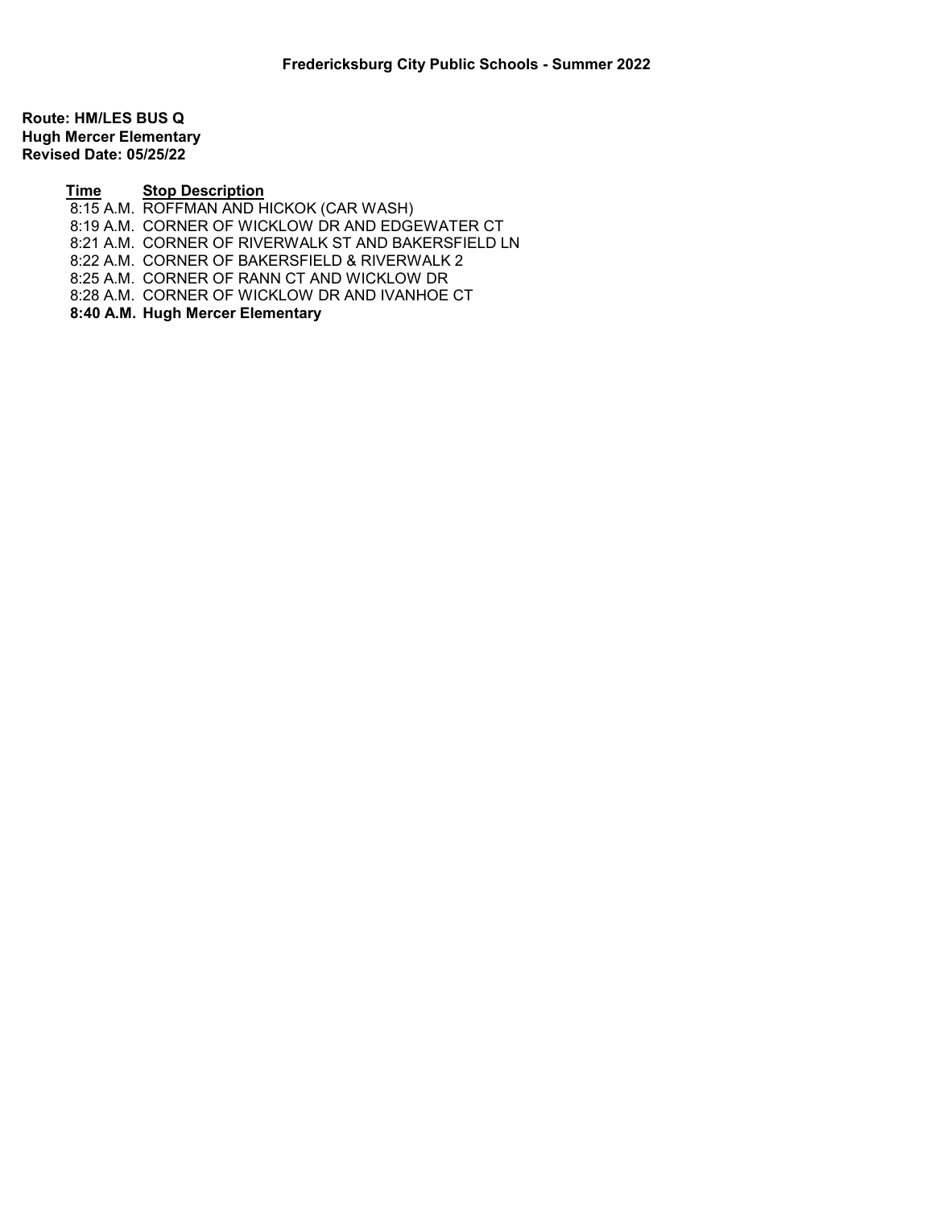**Fredericksburg City Public Schools - Summer 2022**

**Route: HM/LES BUS Q**
**Hugh Mercer Elementary**
**Revised Date: 05/25/22**

| Time | Stop Description |
|---|---|
| 8:15 A.M. | ROFFMAN AND HICKOK (CAR WASH) |
| 8:19 A.M. | CORNER OF WICKLOW DR AND EDGEWATER CT |
| 8:21 A.M. | CORNER OF RIVERWALK ST AND BAKERSFIELD LN |
| 8:22 A.M. | CORNER OF BAKERSFIELD & RIVERWALK 2 |
| 8:25 A.M. | CORNER OF RANN CT AND WICKLOW DR |
| 8:28 A.M. | CORNER OF WICKLOW DR AND IVANHOE CT |
| **8:40 A.M.** | **Hugh Mercer Elementary** |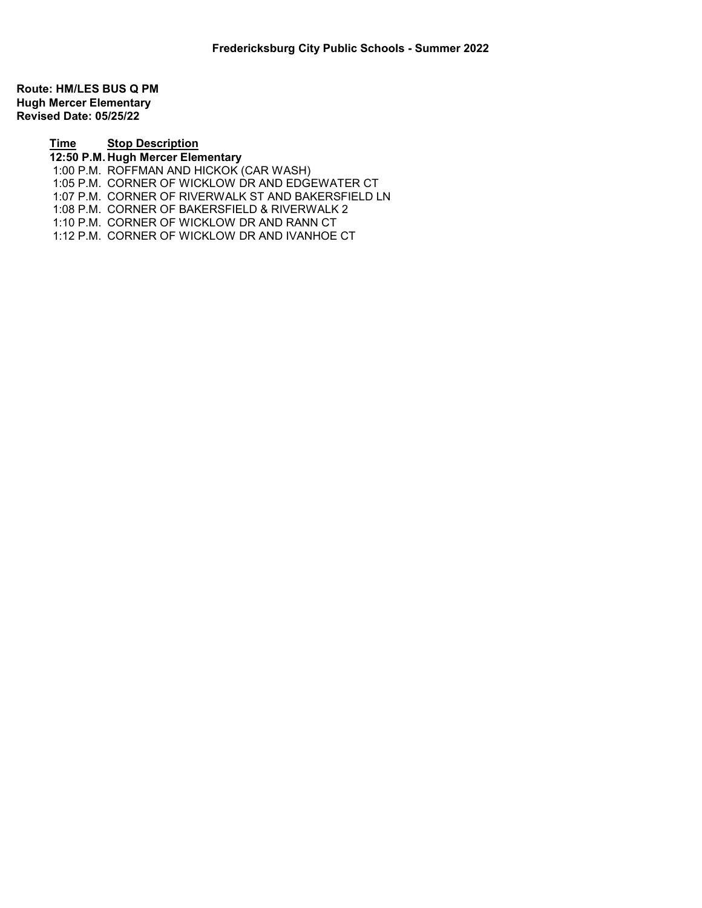**Fredericksburg City Public Schools - Summer 2022**

**Route: HM/LES BUS Q PM**
**Hugh Mercer Elementary**
**Revised Date: 05/25/22**

| Time | Stop Description |
|---|---|
| **12:50 P.M.** | **Hugh Mercer Elementary** |
| 1:00 P.M. | ROFFMAN AND HICKOK (CAR WASH) |
| 1:05 P.M. | CORNER OF WICKLOW DR AND EDGEWATER CT |
| 1:07 P.M. | CORNER OF RIVERWALK ST AND BAKERSFIELD LN |
| 1:08 P.M. | CORNER OF BAKERSFIELD & RIVERWALK 2 |
| 1:10 P.M. | CORNER OF WICKLOW DR AND RANN CT |
| 1:12 P.M. | CORNER OF WICKLOW DR AND IVANHOE CT |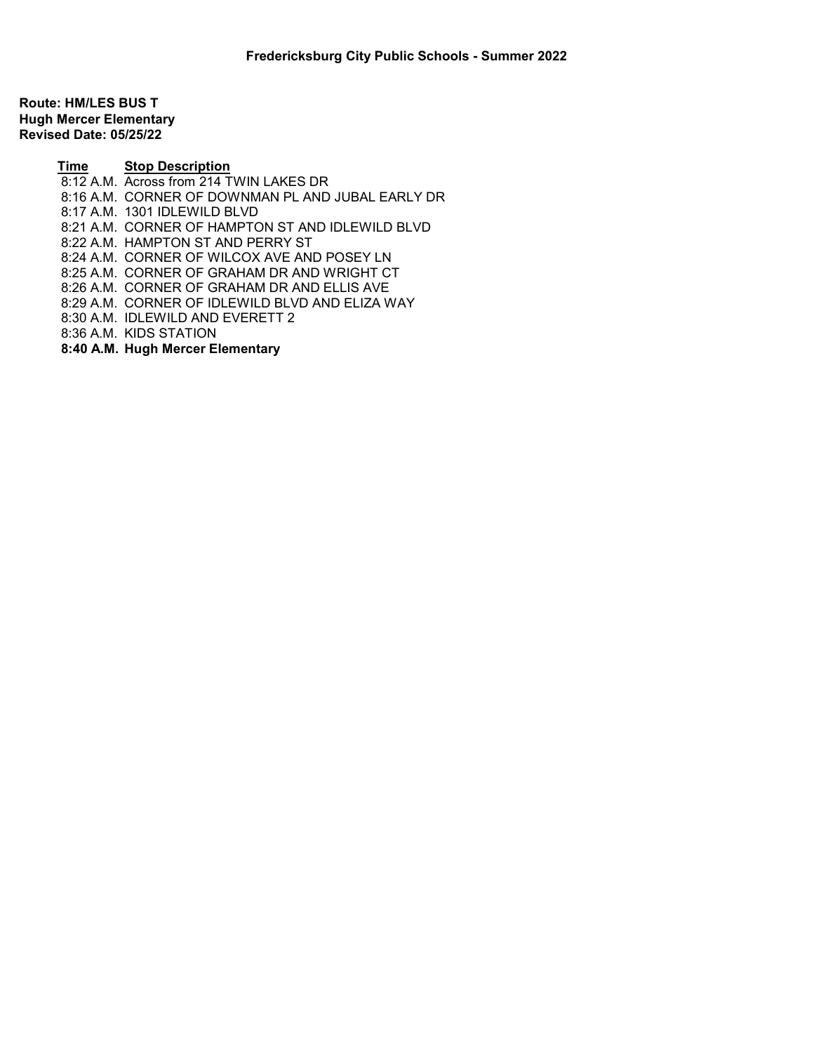**Fredericksburg City Public Schools - Summer 2022**

**Route: HM/LES BUS T**
**Hugh Mercer Elementary**
**Revised Date: 05/25/22**

| Time | Stop Description |
|---|---|
| 8:12 A.M. | Across from 214 TWIN LAKES DR |
| 8:16 A.M. | CORNER OF DOWNMAN PL AND JUBAL EARLY DR |
| 8:17 A.M. | 1301 IDLEWILD BLVD |
| 8:21 A.M. | CORNER OF HAMPTON ST AND IDLEWILD BLVD |
| 8:22 A.M. | HAMPTON ST AND PERRY ST |
| 8:24 A.M. | CORNER OF WILCOX AVE AND POSEY LN |
| 8:25 A.M. | CORNER OF GRAHAM DR AND WRIGHT CT |
| 8:26 A.M. | CORNER OF GRAHAM DR AND ELLIS AVE |
| 8:29 A.M. | CORNER OF IDLEWILD BLVD AND ELIZA WAY |
| 8:30 A.M. | IDLEWILD AND EVERETT 2 |
| 8:36 A.M. | KIDS STATION |
| **8:40 A.M.** | **Hugh Mercer Elementary** |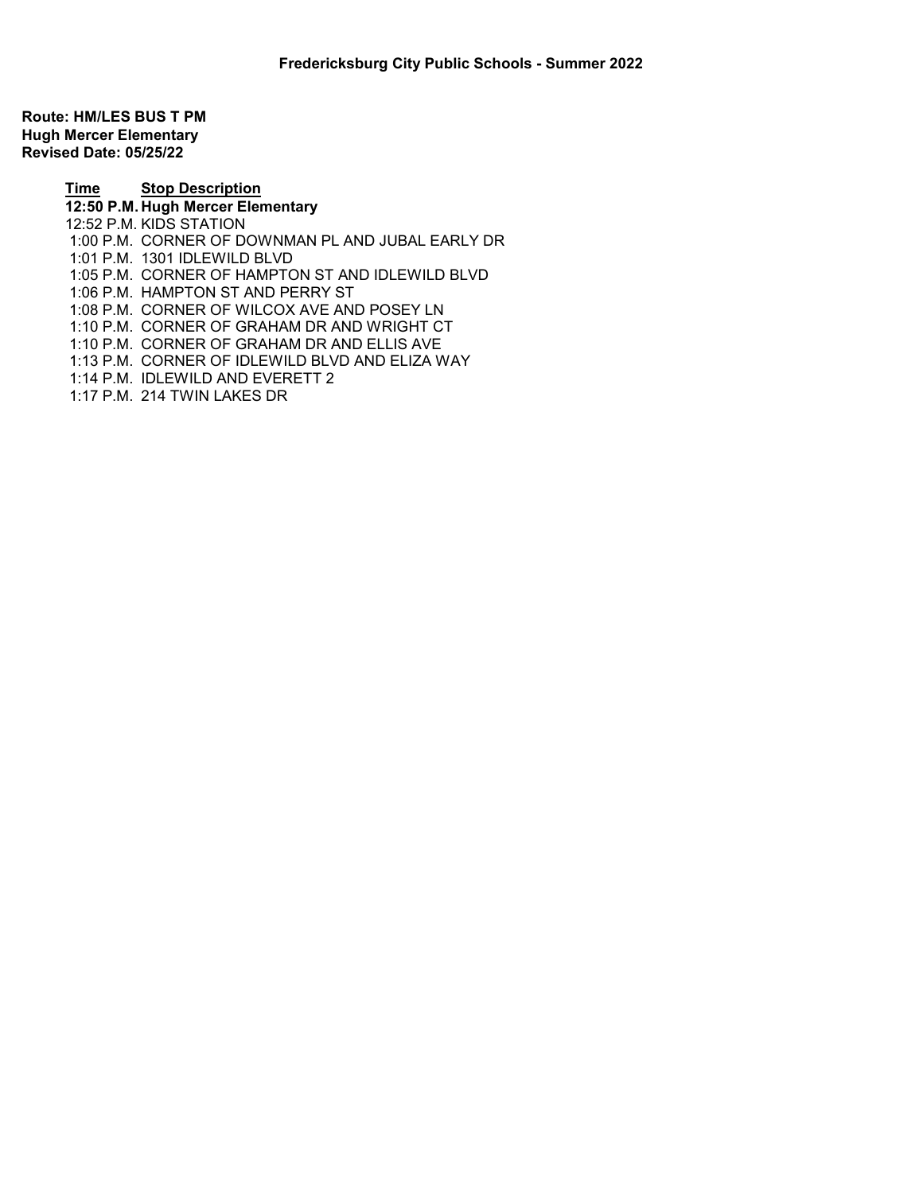# Fredericksburg City Public Schools - Summer 2022

**Route: HM/LES BUS T PM**
**Hugh Mercer Elementary**
**Revised Date: 05/25/22**

| Time | Stop Description |
| --- | --- |
| **12:50 P.M.** | **Hugh Mercer Elementary** |
| 12:52 P.M. | KIDS STATION |
| 1:00 P.M. | CORNER OF DOWNMAN PL AND JUBAL EARLY DR |
| 1:01 P.M. | 1301 IDLEWILD BLVD |
| 1:05 P.M. | CORNER OF HAMPTON ST AND IDLEWILD BLVD |
| 1:06 P.M. | HAMPTON ST AND PERRY ST |
| 1:08 P.M. | CORNER OF WILCOX AVE AND POSEY LN |
| 1:10 P.M. | CORNER OF GRAHAM DR AND WRIGHT CT |
| 1:10 P.M. | CORNER OF GRAHAM DR AND ELLIS AVE |
| 1:13 P.M. | CORNER OF IDLEWILD BLVD AND ELIZA WAY |
| 1:14 P.M. | IDLEWILD AND EVERETT 2 |
| 1:17 P.M. | 214 TWIN LAKES DR |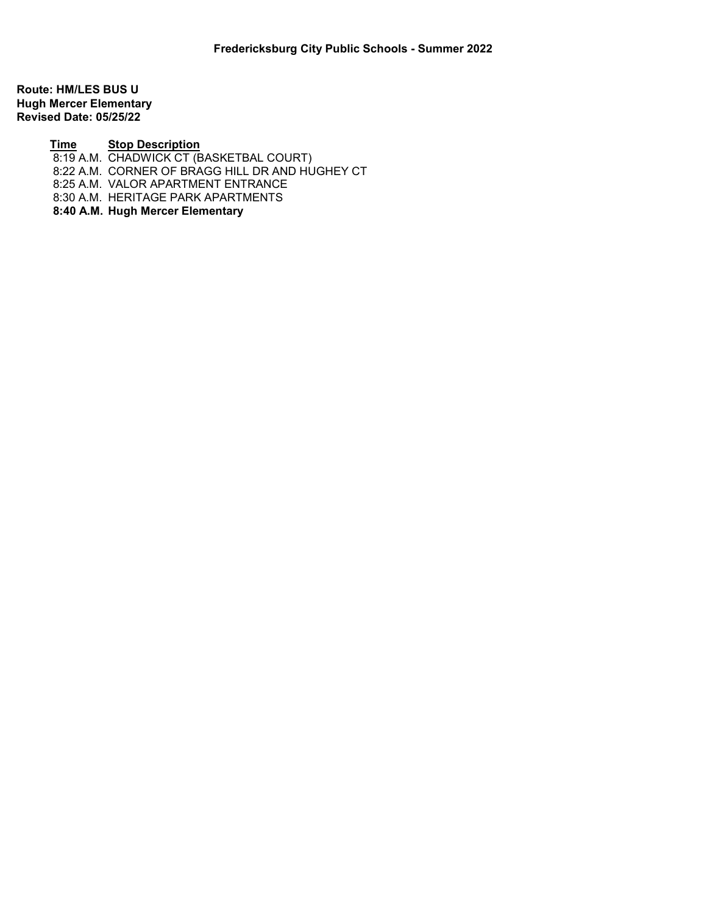**Fredericksburg City Public Schools - Summer 2022**

**Route: HM/LES BUS U**
**Hugh Mercer Elementary**
**Revised Date: 05/25/22**

| Time | Stop Description |
|---|---|
| 8:19 A.M. | CHADWICK CT (BASKETBAL COURT) |
| 8:22 A.M. | CORNER OF BRAGG HILL DR AND HUGHEY CT |
| 8:25 A.M. | VALOR APARTMENT ENTRANCE |
| 8:30 A.M. | HERITAGE PARK APARTMENTS |
| **8:40 A.M.** | **Hugh Mercer Elementary** |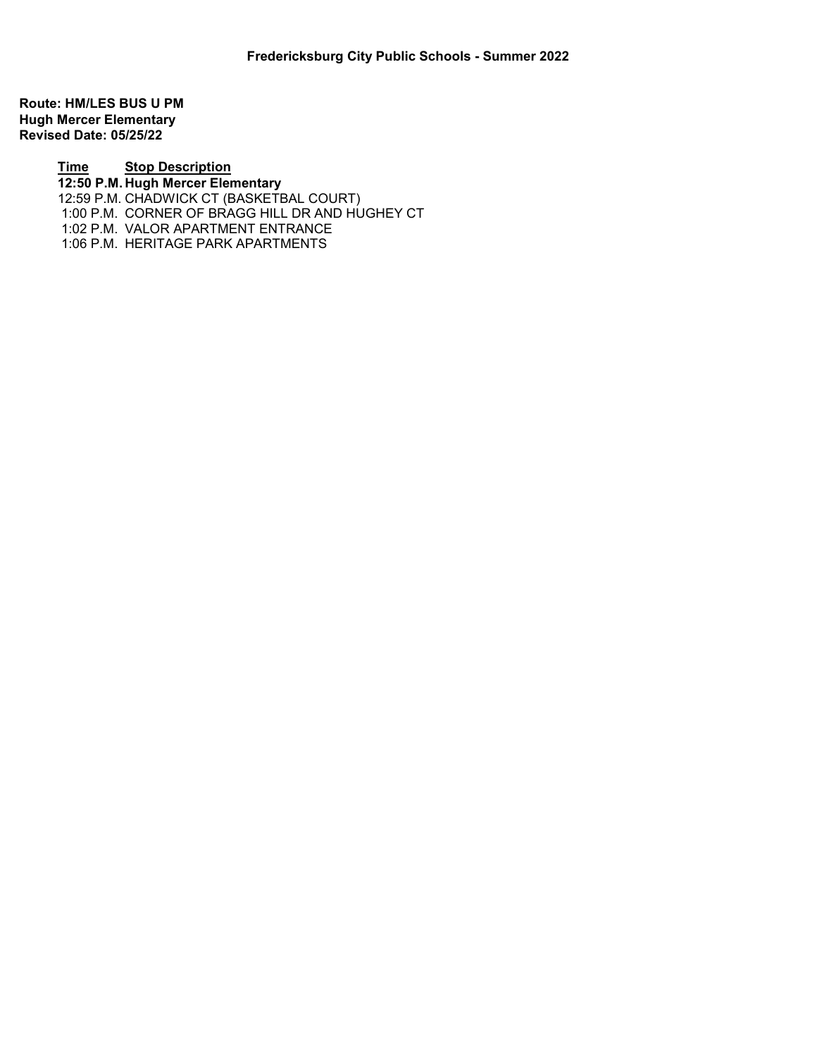**Fredericksburg City Public Schools - Summer 2022**

**Route: HM/LES BUS U PM**
**Hugh Mercer Elementary**
**Revised Date: 05/25/22**

| Time | Stop Description |
|---|---|
| **12:50 P.M.** | **Hugh Mercer Elementary** |
| 12:59 P.M. | CHADWICK CT (BASKETBAL COURT) |
| 1:00 P.M. | CORNER OF BRAGG HILL DR AND HUGHEY CT |
| 1:02 P.M. | VALOR APARTMENT ENTRANCE |
| 1:06 P.M. | HERITAGE PARK APARTMENTS |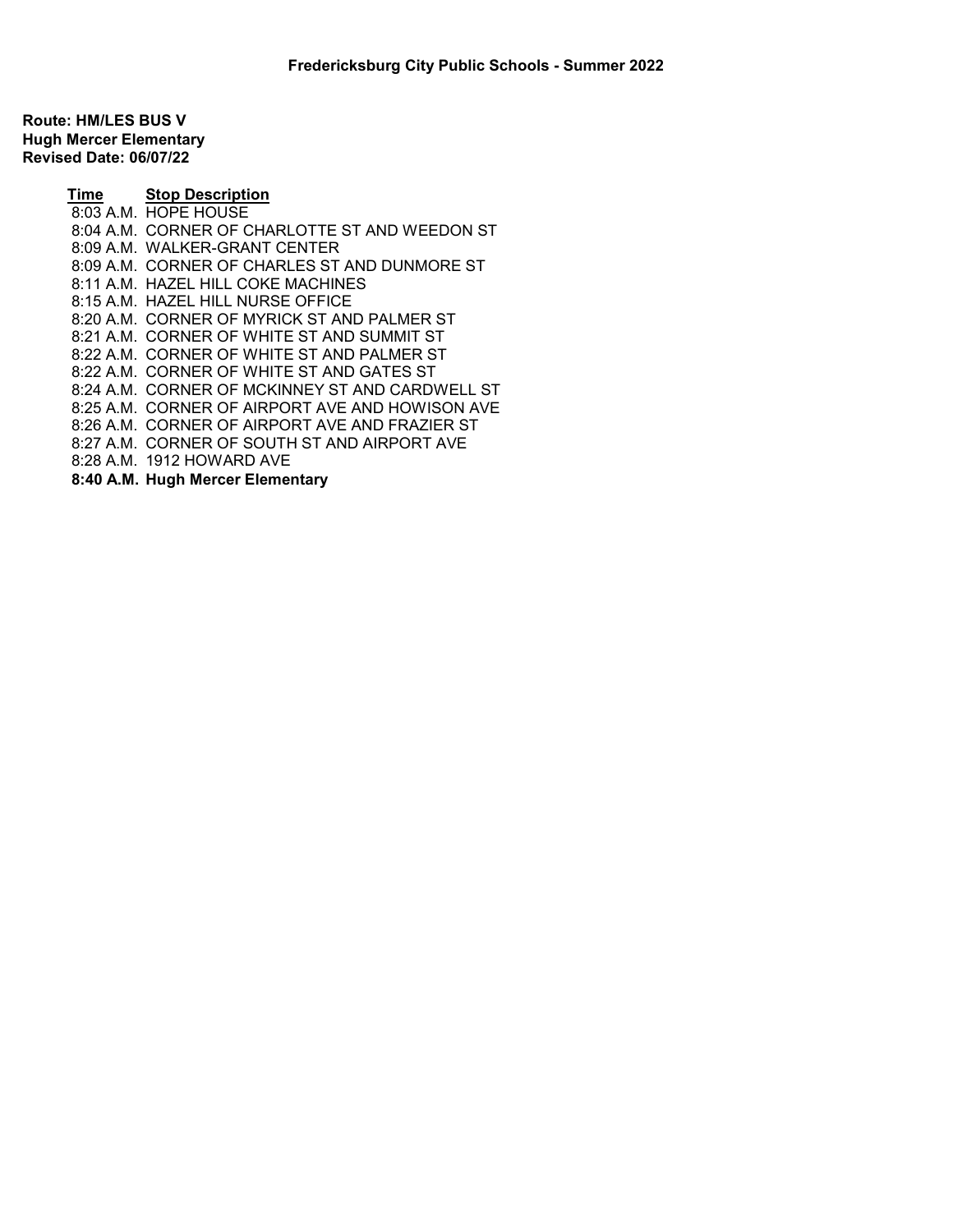## Fredericksburg City Public Schools - Summer 2022

**Route: HM/LES BUS V**
**Hugh Mercer Elementary**
**Revised Date: 06/07/22**

| Time | Stop Description |
| --- | --- |
| 8:03 A.M. | HOPE HOUSE |
| 8:04 A.M. | CORNER OF CHARLOTTE ST AND WEEDON ST |
| 8:09 A.M. | WALKER-GRANT CENTER |
| 8:09 A.M. | CORNER OF CHARLES ST AND DUNMORE ST |
| 8:11 A.M. | HAZEL HILL COKE MACHINES |
| 8:15 A.M. | HAZEL HILL NURSE OFFICE |
| 8:20 A.M. | CORNER OF MYRICK ST AND PALMER ST |
| 8:21 A.M. | CORNER OF WHITE ST AND SUMMIT ST |
| 8:22 A.M. | CORNER OF WHITE ST AND PALMER ST |
| 8:22 A.M. | CORNER OF WHITE ST AND GATES ST |
| 8:24 A.M. | CORNER OF MCKINNEY ST AND CARDWELL ST |
| 8:25 A.M. | CORNER OF AIRPORT AVE AND HOWISON AVE |
| 8:26 A.M. | CORNER OF AIRPORT AVE AND FRAZIER ST |
| 8:27 A.M. | CORNER OF SOUTH ST AND AIRPORT AVE |
| 8:28 A.M. | 1912 HOWARD AVE |
| **8:40 A.M.** | **Hugh Mercer Elementary** |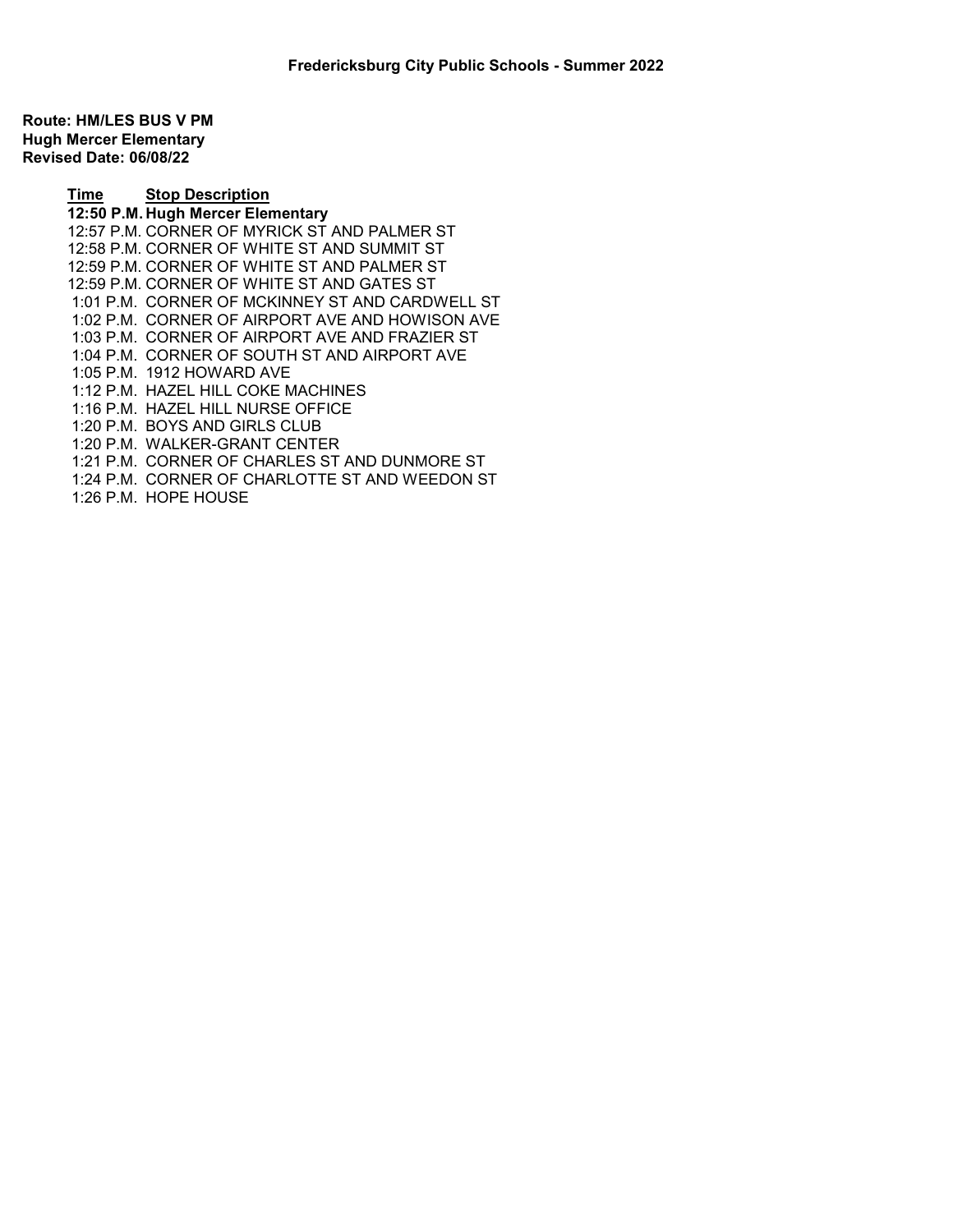**Fredericksburg City Public Schools - Summer 2022**

**Route: HM/LES BUS V PM**
**Hugh Mercer Elementary**
**Revised Date: 06/08/22**

| Time | Stop Description |
| --- | --- |
| **12:50 P.M.** | **Hugh Mercer Elementary** |
| 12:57 P.M. | CORNER OF MYRICK ST AND PALMER ST |
| 12:58 P.M. | CORNER OF WHITE ST AND SUMMIT ST |
| 12:59 P.M. | CORNER OF WHITE ST AND PALMER ST |
| 12:59 P.M. | CORNER OF WHITE ST AND GATES ST |
| 1:01 P.M. | CORNER OF MCKINNEY ST AND CARDWELL ST |
| 1:02 P.M. | CORNER OF AIRPORT AVE AND HOWISON AVE |
| 1:03 P.M. | CORNER OF AIRPORT AVE AND FRAZIER ST |
| 1:04 P.M. | CORNER OF SOUTH ST AND AIRPORT AVE |
| 1:05 P.M. | 1912 HOWARD AVE |
| 1:12 P.M. | HAZEL HILL COKE MACHINES |
| 1:16 P.M. | HAZEL HILL NURSE OFFICE |
| 1:20 P.M. | BOYS AND GIRLS CLUB |
| 1:20 P.M. | WALKER-GRANT CENTER |
| 1:21 P.M. | CORNER OF CHARLES ST AND DUNMORE ST |
| 1:24 P.M. | CORNER OF CHARLOTTE ST AND WEEDON ST |
| 1:26 P.M. | HOPE HOUSE |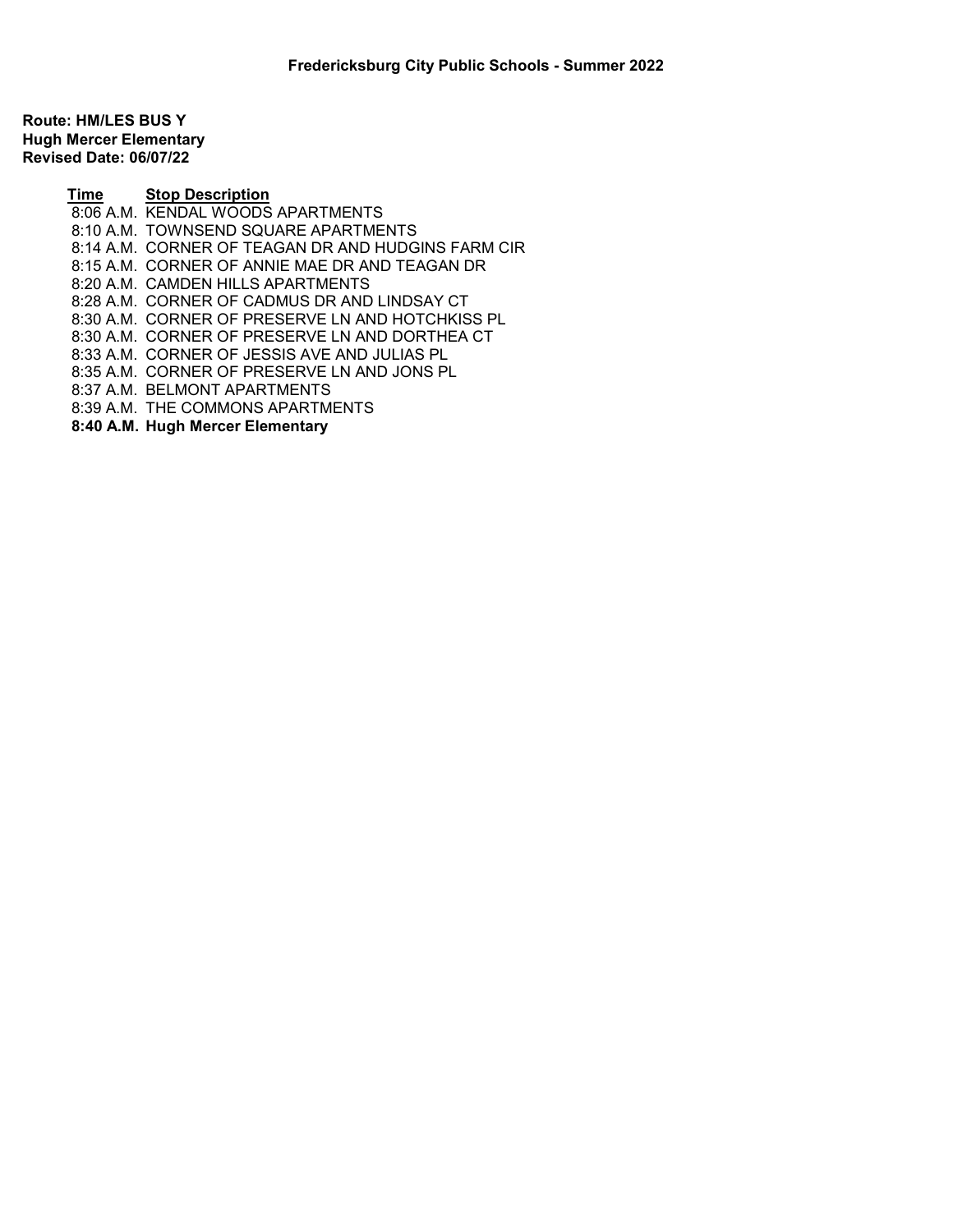**Fredericksburg City Public Schools - Summer 2022**

**Route: HM/LES BUS Y**
**Hugh Mercer Elementary**
**Revised Date: 06/07/22**

| Time | Stop Description |
|---|---|
| 8:06 A.M. | KENDAL WOODS APARTMENTS |
| 8:10 A.M. | TOWNSEND SQUARE APARTMENTS |
| 8:14 A.M. | CORNER OF TEAGAN DR AND HUDGINS FARM CIR |
| 8:15 A.M. | CORNER OF ANNIE MAE DR AND TEAGAN DR |
| 8:20 A.M. | CAMDEN HILLS APARTMENTS |
| 8:28 A.M. | CORNER OF CADMUS DR AND LINDSAY CT |
| 8:30 A.M. | CORNER OF PRESERVE LN AND HOTCHKISS PL |
| 8:30 A.M. | CORNER OF PRESERVE LN AND DORTHEA CT |
| 8:33 A.M. | CORNER OF JESSIS AVE AND JULIAS PL |
| 8:35 A.M. | CORNER OF PRESERVE LN AND JONS PL |
| 8:37 A.M. | BELMONT APARTMENTS |
| 8:39 A.M. | THE COMMONS APARTMENTS |
| **8:40 A.M.** | **Hugh Mercer Elementary** |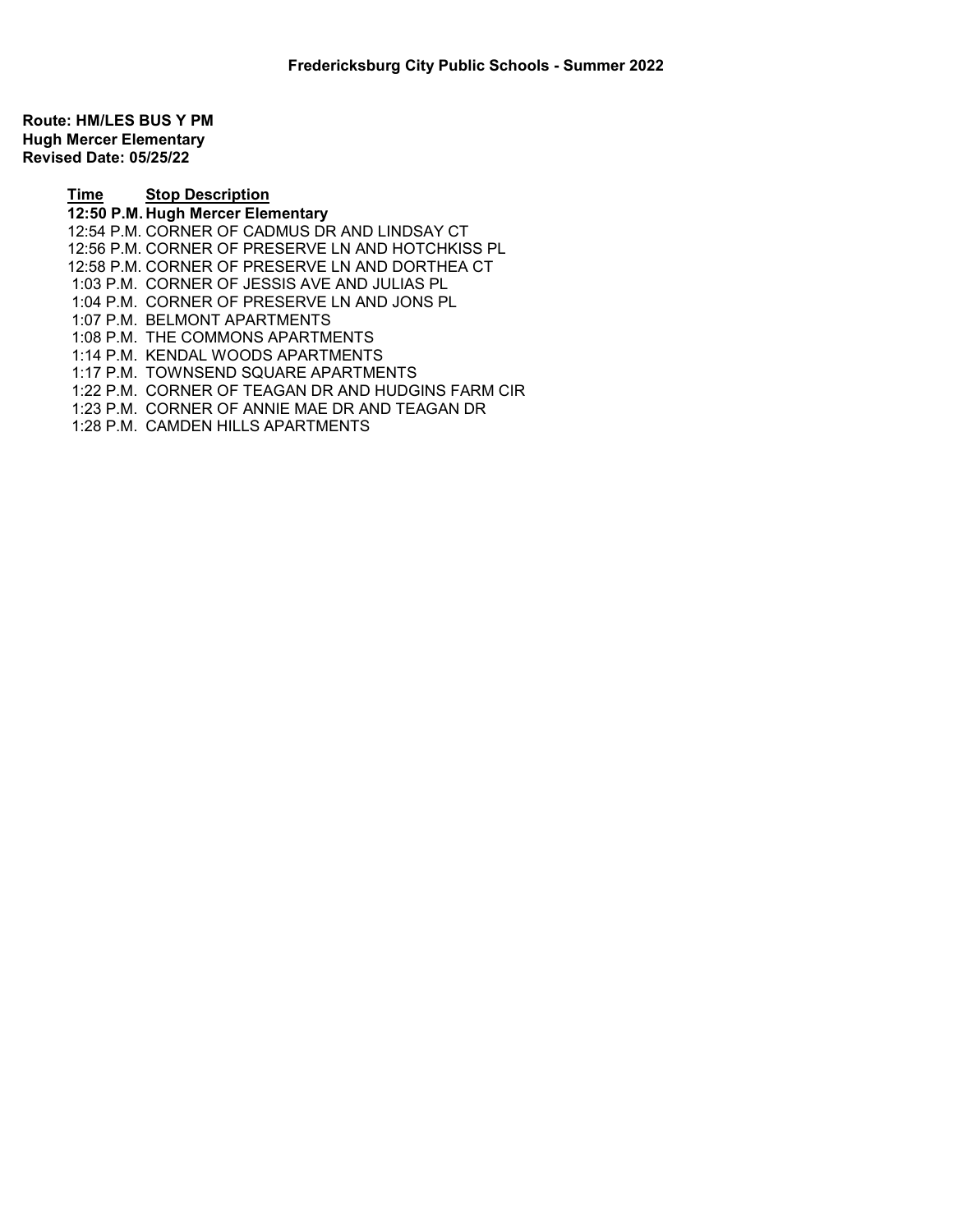**Fredericksburg City Public Schools - Summer 2022**

**Route: HM/LES BUS Y PM**
**Hugh Mercer Elementary**
**Revised Date: 05/25/22**

| Time | Stop Description |
|---|---|
| **12:50 P.M.** | **Hugh Mercer Elementary** |
| 12:54 P.M. | CORNER OF CADMUS DR AND LINDSAY CT |
| 12:56 P.M. | CORNER OF PRESERVE LN AND HOTCHKISS PL |
| 12:58 P.M. | CORNER OF PRESERVE LN AND DORTHEA CT |
| 1:03 P.M. | CORNER OF JESSIS AVE AND JULIAS PL |
| 1:04 P.M. | CORNER OF PRESERVE LN AND JONS PL |
| 1:07 P.M. | BELMONT APARTMENTS |
| 1:08 P.M. | THE COMMONS APARTMENTS |
| 1:14 P.M. | KENDAL WOODS APARTMENTS |
| 1:17 P.M. | TOWNSEND SQUARE APARTMENTS |
| 1:22 P.M. | CORNER OF TEAGAN DR AND HUDGINS FARM CIR |
| 1:23 P.M. | CORNER OF ANNIE MAE DR AND TEAGAN DR |
| 1:28 P.M. | CAMDEN HILLS APARTMENTS |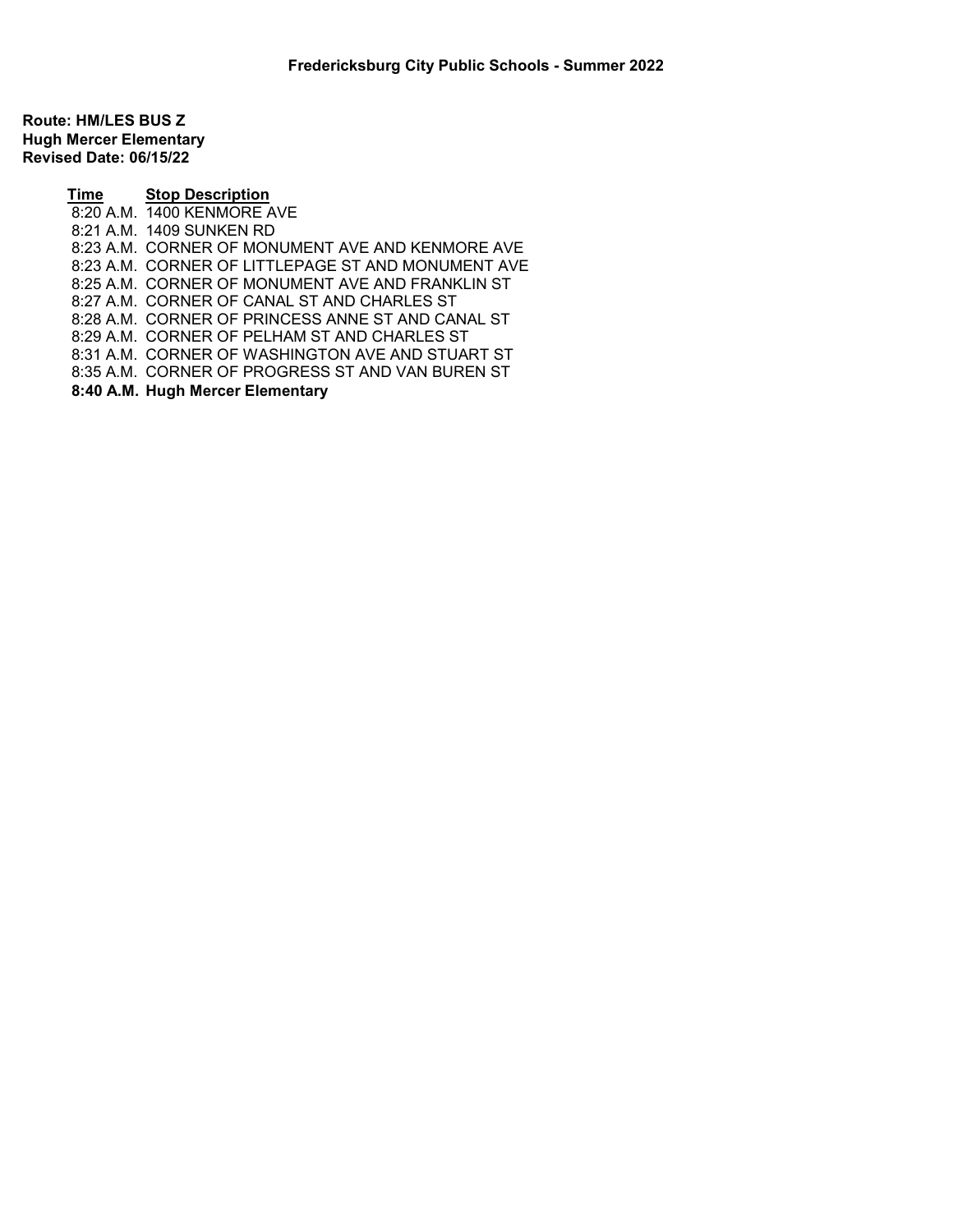**Fredericksburg City Public Schools - Summer 2022**

**Route: HM/LES BUS Z**
**Hugh Mercer Elementary**
**Revised Date: 06/15/22**

| Time | Stop Description |
|---|---|
| 8:20 A.M. | 1400 KENMORE AVE |
| 8:21 A.M. | 1409 SUNKEN RD |
| 8:23 A.M. | CORNER OF MONUMENT AVE AND KENMORE AVE |
| 8:23 A.M. | CORNER OF LITTLEPAGE ST AND MONUMENT AVE |
| 8:25 A.M. | CORNER OF MONUMENT AVE AND FRANKLIN ST |
| 8:27 A.M. | CORNER OF CANAL ST AND CHARLES ST |
| 8:28 A.M. | CORNER OF PRINCESS ANNE ST AND CANAL ST |
| 8:29 A.M. | CORNER OF PELHAM ST AND CHARLES ST |
| 8:31 A.M. | CORNER OF WASHINGTON AVE AND STUART ST |
| 8:35 A.M. | CORNER OF PROGRESS ST AND VAN BUREN ST |
| **8:40 A.M.** | **Hugh Mercer Elementary** |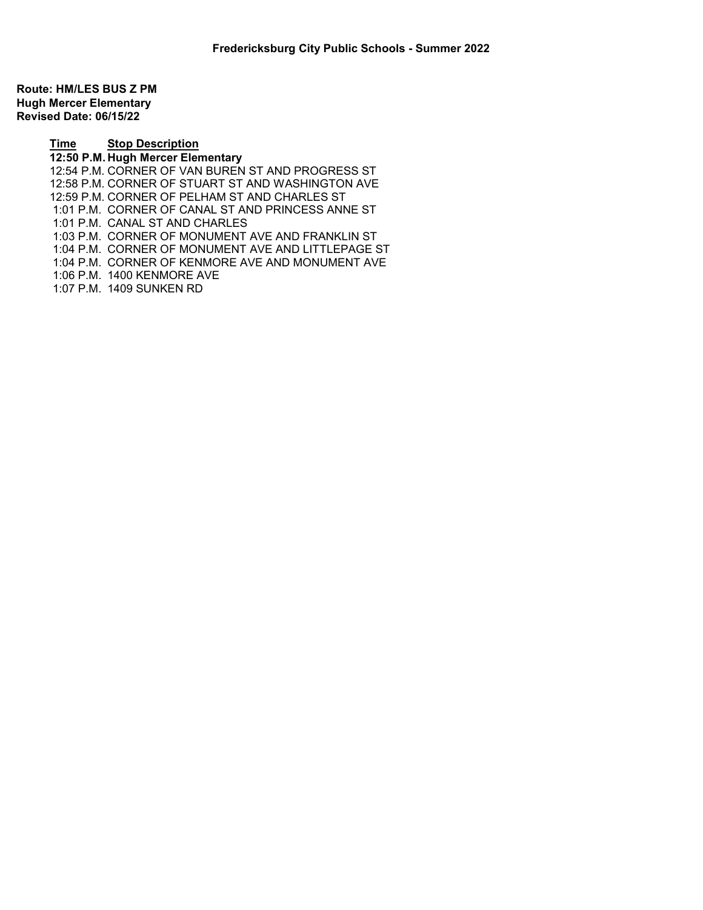**Fredericksburg City Public Schools - Summer 2022**

**Route: HM/LES BUS Z PM**
**Hugh Mercer Elementary**
**Revised Date: 06/15/22**

| Time | Stop Description |
|---|---|
| **12:50 P.M.** | **Hugh Mercer Elementary** |
| 12:54 P.M. | CORNER OF VAN BUREN ST AND PROGRESS ST |
| 12:58 P.M. | CORNER OF STUART ST AND WASHINGTON AVE |
| 12:59 P.M. | CORNER OF PELHAM ST AND CHARLES ST |
| 1:01 P.M. | CORNER OF CANAL ST AND PRINCESS ANNE ST |
| 1:01 P.M. | CANAL ST AND CHARLES |
| 1:03 P.M. | CORNER OF MONUMENT AVE AND FRANKLIN ST |
| 1:04 P.M. | CORNER OF MONUMENT AVE AND LITTLEPAGE ST |
| 1:04 P.M. | CORNER OF KENMORE AVE AND MONUMENT AVE |
| 1:06 P.M. | 1400 KENMORE AVE |
| 1:07 P.M. | 1409 SUNKEN RD |